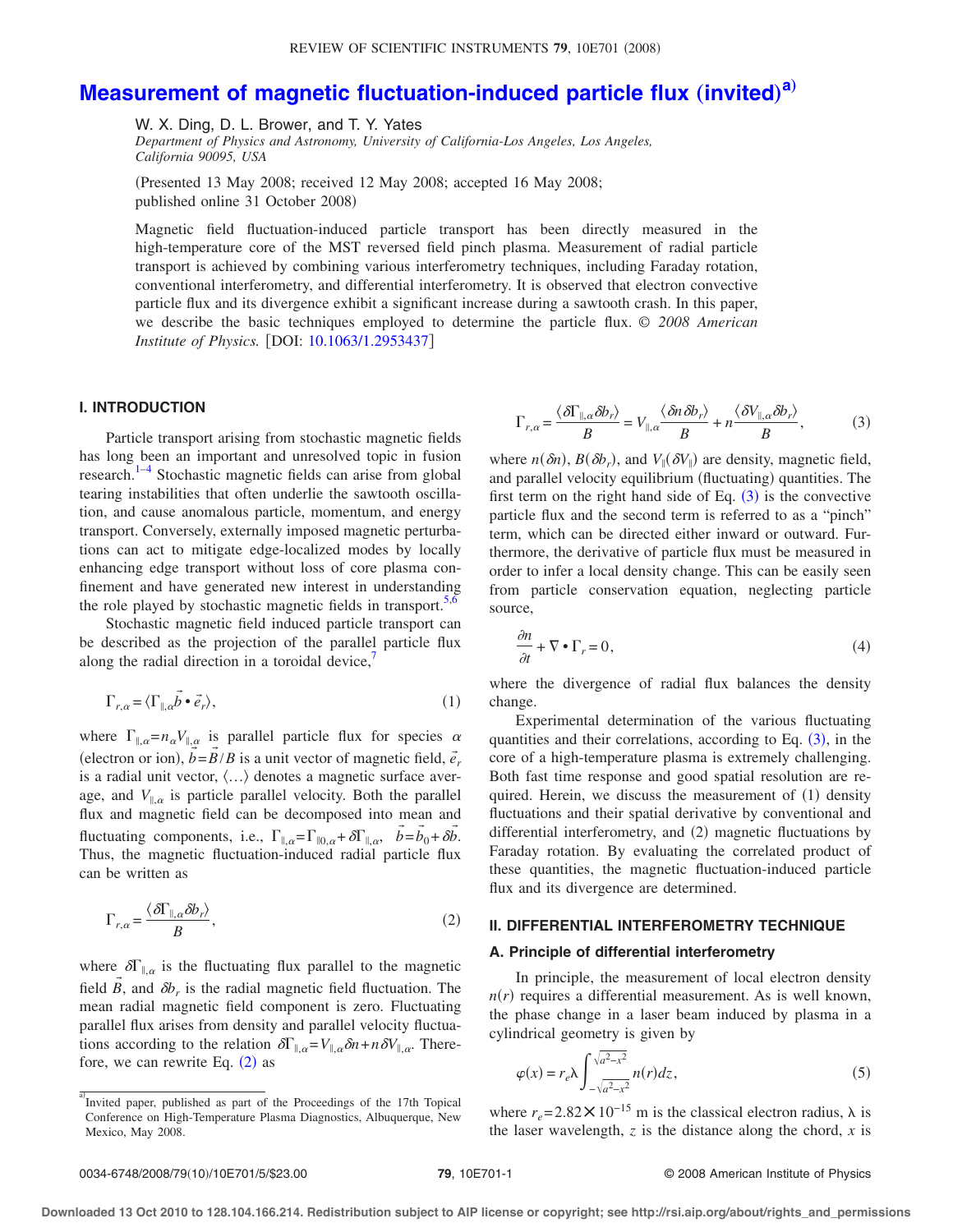# Measurement of magnetic fluctuation-induced particle flux (invited)[a]

W. X. Ding, D. L. Brower, and T. Y. Yates

*Department of Physics and Astronomy, University of California-Los Angeles, Los Angeles, California 90095, USA*

(Presented 13 May 2008; received 12 May 2008; accepted 16 May 2008; published online 31 October 2008)

Magnetic field fluctuation-induced particle transport has been directly measured in the high-temperature core of the MST reversed field pinch plasma. Measurement of radial particle transport is achieved by combining various interferometry techniques, including Faraday rotation, conventional interferometry, and differential interferometry. It is observed that electron convective particle flux and its divergence exhibit a significant increase during a sawtooth crash. In this paper, we describe the basic techniques employed to determine the particle flux. © *2008 American Institute of Physics.* [DOI: 10.1063/1.2953437]

## I. INTRODUCTION

Particle transport arising from stochastic magnetic fields has long been an important and unresolved topic in fusion research.[1–4] Stochastic magnetic fields can arise from global tearing instabilities that often underlie the sawtooth oscillation, and cause anomalous particle, momentum, and energy transport. Conversely, externally imposed magnetic perturbations can act to mitigate edge-localized modes by locally enhancing edge transport without loss of core plasma confinement and have generated new interest in understanding the role played by stochastic magnetic fields in transport.[5,6]

Stochastic magnetic field induced particle transport can be described as the projection of the parallel particle flux along the radial direction in a toroidal device,[7]

$$\Gamma_{r,\alpha} = \langle \Gamma_{\parallel,\alpha} \vec{b} \cdot \vec{e}_r \rangle, \tag{1}$$

where $\Gamma_{\parallel,\alpha} = n_\alpha V_{\parallel,\alpha}$ is parallel particle flux for species $\alpha$ (electron or ion), $\vec{b} = \vec{B}/B$ is a unit vector of magnetic field, $\vec{e}_r$ is a radial unit vector, $\langle \ldots \rangle$ denotes a magnetic surface average, and $V_{\parallel,\alpha}$ is particle parallel velocity. Both the parallel flux and magnetic field can be decomposed into mean and fluctuating components, i.e., $\Gamma_{\parallel,\alpha} = \Gamma_{\parallel 0,\alpha} + \delta\Gamma_{\parallel,\alpha}$, $\vec{b} = \vec{b}_0 + \delta\vec{b}$. Thus, the magnetic fluctuation-induced radial particle flux can be written as

$$\Gamma_{r,\alpha} = \frac{\langle \delta\Gamma_{\parallel,\alpha} \delta b_r \rangle}{B}, \tag{2}$$

where $\delta\Gamma_{\parallel,\alpha}$ is the fluctuating flux parallel to the magnetic field $\vec{B}$, and $\delta b_r$ is the radial magnetic field fluctuation. The mean radial magnetic field component is zero. Fluctuating parallel flux arises from density and parallel velocity fluctuations according to the relation $\delta\Gamma_{\parallel,\alpha} = V_{\parallel,\alpha}\delta n + n\delta V_{\parallel,\alpha}$. Therefore, we can rewrite Eq. (2) as

$$\Gamma_{r,\alpha} = \frac{\langle \delta\Gamma_{\parallel,\alpha} \delta b_r \rangle}{B} = V_{\parallel,\alpha} \frac{\langle \delta n \delta b_r \rangle}{B} + n \frac{\langle \delta V_{\parallel,\alpha} \delta b_r \rangle}{B}, \tag{3}$$

where $n(\delta n)$, $B(\delta b_r)$, and $V_\parallel(\delta V_\parallel)$ are density, magnetic field, and parallel velocity equilibrium (fluctuating) quantities. The first term on the right hand side of Eq. (3) is the convective particle flux and the second term is referred to as a "pinch" term, which can be directed either inward or outward. Furthermore, the derivative of particle flux must be measured in order to infer a local density change. This can be easily seen from particle conservation equation, neglecting particle source,

$$\frac{\partial n}{\partial t} + \nabla \bullet \Gamma_r = 0, \tag{4}$$

where the divergence of radial flux balances the density change.

Experimental determination of the various fluctuating quantities and their correlations, according to Eq. (3), in the core of a high-temperature plasma is extremely challenging. Both fast time response and good spatial resolution are required. Herein, we discuss the measurement of (1) density fluctuations and their spatial derivative by conventional and differential interferometry, and (2) magnetic fluctuations by Faraday rotation. By evaluating the correlated product of these quantities, the magnetic fluctuation-induced particle flux and its divergence are determined.

## II. DIFFERENTIAL INTERFEROMETRY TECHNIQUE

### A. Principle of differential interferometry

In principle, the measurement of local electron density $n(r)$ requires a differential measurement. As is well known, the phase change in a laser beam induced by plasma in a cylindrical geometry is given by

$$\varphi(x) = r_e \lambda \int_{-\sqrt{a^2-x^2}}^{\sqrt{a^2-x^2}} n(r) dz, \tag{5}$$

where $r_e = 2.82 \times 10^{-15}$ m is the classical electron radius, $\lambda$ is the laser wavelength, $z$ is the distance along the chord, $x$ is

[a] Invited paper, published as part of the Proceedings of the 17th Topical Conference on High-Temperature Plasma Diagnostics, Albuquerque, New Mexico, May 2008.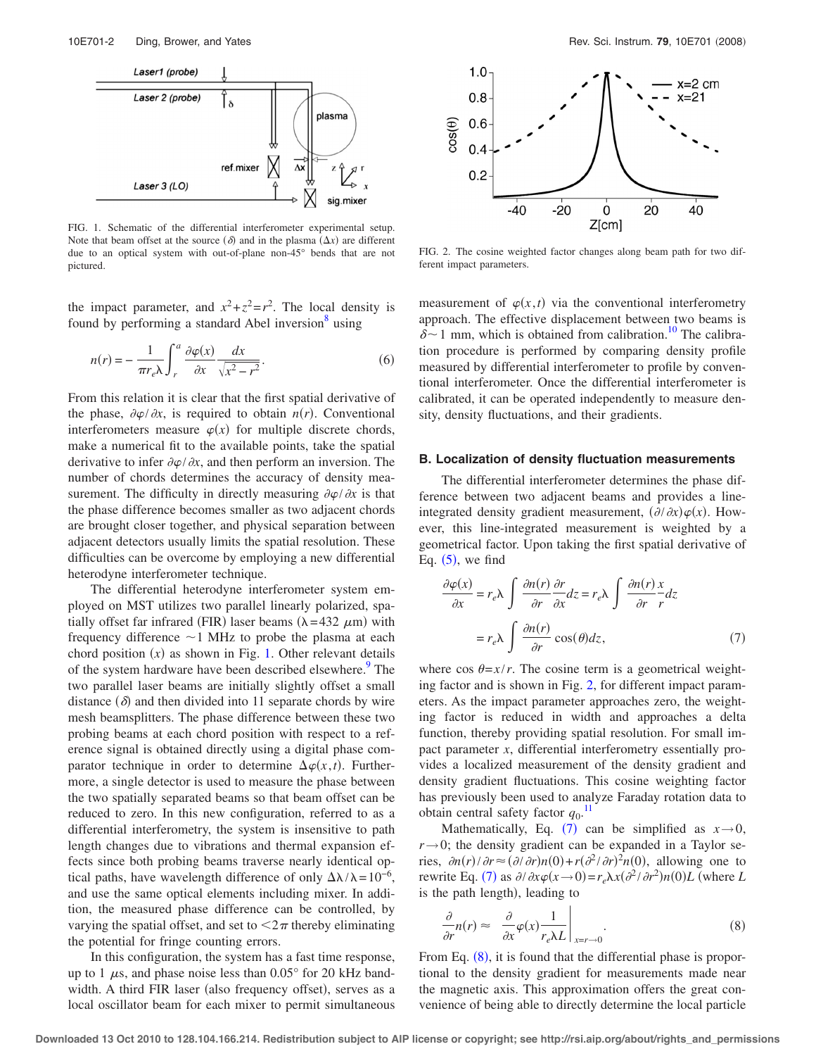FIG. 1. Schematic of the differential interferometer experimental setup. Note that beam offset at the source ($\delta$) and in the plasma ($\Delta x$) are different due to an optical system with out-of-plane non-45° bends that are not pictured.

FIG. 2. The cosine weighted factor changes along beam path for two different impact parameters.

the impact parameter, and $x^2+z^2=r^2$. The local density is found by performing a standard Abel inversion[8] using

$$n(r) = -\frac{1}{\pi r_e \lambda}\int_r^a \frac{\partial \varphi(x)}{\partial x}\frac{dx}{\sqrt{x^2-r^2}}. \tag{6}$$

From this relation it is clear that the first spatial derivative of the phase, $\partial\varphi/\partial x$, is required to obtain $n(r)$. Conventional interferometers measure $\varphi(x)$ for multiple discrete chords, make a numerical fit to the available points, take the spatial derivative to infer $\partial\varphi/\partial x$, and then perform an inversion. The number of chords determines the accuracy of density measurement. The difficulty in directly measuring $\partial\varphi/\partial x$ is that the phase difference becomes smaller as two adjacent chords are brought closer together, and physical separation between adjacent detectors usually limits the spatial resolution. These difficulties can be overcome by employing a new differential heterodyne interferometer technique.

The differential heterodyne interferometer system employed on MST utilizes two parallel linearly polarized, spatially offset far infrared (FIR) laser beams ($\lambda=432$ $\mu$m) with frequency difference $\sim 1$ MHz to probe the plasma at each chord position ($x$) as shown in Fig. 1. Other relevant details of the system hardware have been described elsewhere.[9] The two parallel laser beams are initially slightly offset a small distance ($\delta$) and then divided into 11 separate chords by wire mesh beamsplitters. The phase difference between these two probing beams at each chord position with respect to a reference signal is obtained directly using a digital phase comparator technique in order to determine $\Delta\varphi(x,t)$. Furthermore, a single detector is used to measure the phase between the two spatially separated beams so that beam offset can be reduced to zero. In this new configuration, referred to as a differential interferometry, the system is insensitive to path length changes due to vibrations and thermal expansion effects since both probing beams traverse nearly identical optical paths, have wavelength difference of only $\Delta\lambda/\lambda=10^{-6}$, and use the same optical elements including mixer. In addition, the measured phase difference can be controlled, by varying the spatial offset, and set to $<2\pi$ thereby eliminating the potential for fringe counting errors.

In this configuration, the system has a fast time response, up to 1 $\mu$s, and phase noise less than 0.05° for 20 kHz bandwidth. A third FIR laser (also frequency offset), serves as a local oscillator beam for each mixer to permit simultaneous measurement of $\varphi(x,t)$ via the conventional interferometry approach. The effective displacement between two beams is $\delta \sim 1$ mm, which is obtained from calibration.[10] The calibration procedure is performed by comparing density profile measured by differential interferometer to profile by conventional interferometer. Once the differential interferometer is calibrated, it can be operated independently to measure density, density fluctuations, and their gradients.

### B. Localization of density fluctuation measurements

The differential interferometer determines the phase difference between two adjacent beams and provides a line-integrated density gradient measurement, $(\partial/\partial x)\varphi(x)$. However, this line-integrated measurement is weighted by a geometrical factor. Upon taking the first spatial derivative of Eq. (5), we find

$$\frac{\partial\varphi(x)}{\partial x} = r_e\lambda\int \frac{\partial n(r)}{\partial r}\frac{\partial r}{\partial x}dz = r_e\lambda\int\frac{\partial n(r)}{\partial r}\frac{x}{r}dz$$
$$= r_e\lambda\int\frac{\partial n(r)}{\partial r}\cos(\theta)dz, \tag{7}$$

where $\cos\theta = x/r$. The cosine term is a geometrical weighting factor and is shown in Fig. 2, for different impact parameters. As the impact parameter approaches zero, the weighting factor is reduced in width and approaches a delta function, thereby providing spatial resolution. For small impact parameter $x$, differential interferometry essentially provides a localized measurement of the density gradient and density gradient fluctuations. This cosine weighting factor has previously been used to analyze Faraday rotation data to obtain central safety factor $q_0$.[11]

Mathematically, Eq. (7) can be simplified as $x\to 0$, $r\to 0$; the density gradient can be expanded in a Taylor series, $\partial n(r)/\partial r \approx (\partial/\partial r)n(0) + r(\partial^2/\partial r)^2 n(0)$, allowing one to rewrite Eq. (7) as $\partial/\partial x\varphi(x\to 0) = r_e\lambda x(\partial^2/\partial r^2)n(0)L$ (where $L$ is the path length), leading to

$$\frac{\partial}{\partial r}n(r) \approx \left.\frac{\partial}{\partial x}\varphi(x)\frac{1}{r_e\lambda L}\right|_{x=r\to 0}. \tag{8}$$

From Eq. (8), it is found that the differential phase is proportional to the density gradient for measurements made near the magnetic axis. This approximation offers the great convenience of being able to directly determine the local particle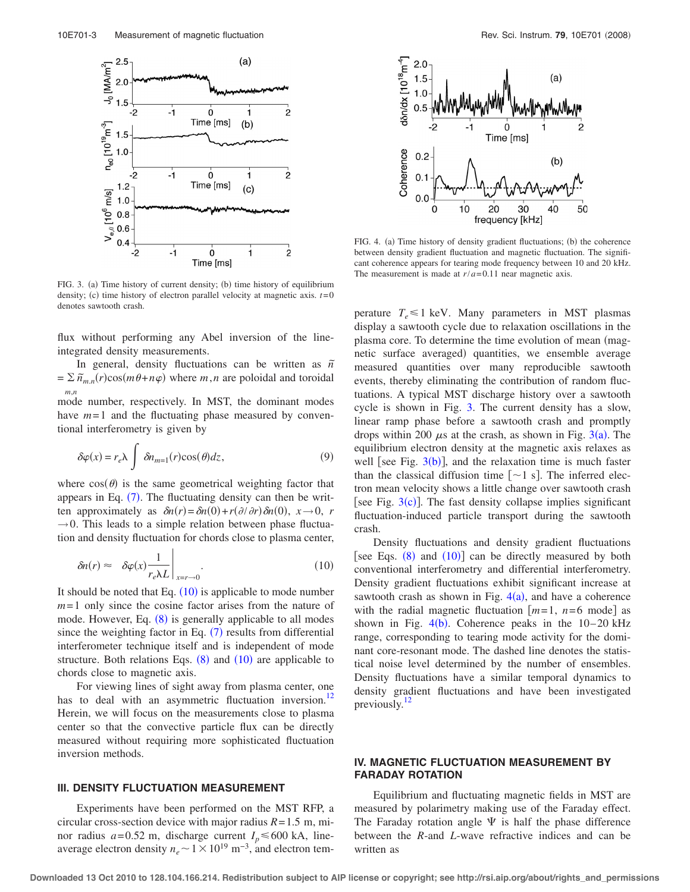FIG. 3. (a) Time history of current density; (b) time history of equilibrium density; (c) time history of electron parallel velocity at magnetic axis. $t=0$ denotes sawtooth crash.

flux without performing any Abel inversion of the line-integrated density measurements.

In general, density fluctuations can be written as $\tilde{n} = \sum_{m,n} \tilde{n}_{m,n}(r)\cos(m\theta+n\varphi)$ where $m,n$ are poloidal and toroidal mode number, respectively. In MST, the dominant modes have $m=1$ and the fluctuating phase measured by conventional interferometry is given by

$$\delta\varphi(x) = r_e\lambda \int \delta n_{m=1}(r)\cos(\theta)dz, \tag{9}$$

where $\cos(\theta)$ is the same geometrical weighting factor that appears in Eq. (7). The fluctuating density can then be written approximately as $\delta n(r) = \delta n(0) + r(\partial/\partial r)\delta n(0)$, $x\to 0$, $r \to 0$. This leads to a simple relation between phase fluctuation and density fluctuation for chords close to plasma center,

$$\delta n(r) \approx \left. \delta\varphi(x)\frac{1}{r_e\lambda L}\right|_{x=r\to 0}. \tag{10}$$

It should be noted that Eq. (10) is applicable to mode number $m=1$ only since the cosine factor arises from the nature of mode. However, Eq. (8) is generally applicable to all modes since the weighting factor in Eq. (7) results from differential interferometer technique itself and is independent of mode structure. Both relations Eqs. (8) and (10) are applicable to chords close to magnetic axis.

For viewing lines of sight away from plasma center, one has to deal with an asymmetric fluctuation inversion.[12] Herein, we will focus on the measurements close to plasma center so that the convective particle flux can be directly measured without requiring more sophisticated fluctuation inversion methods.

## III. DENSITY FLUCTUATION MEASUREMENT

Experiments have been performed on the MST RFP, a circular cross-section device with major radius $R=1.5$ m, minor radius $a=0.52$ m, discharge current $I_p \leq 600$ kA, line-average electron density $n_e \sim 1\times 10^{19}$ m$^{-3}$, and electron temperature $T_e \leq 1$ keV. Many parameters in MST plasmas display a sawtooth cycle due to relaxation oscillations in the plasma core. To determine the time evolution of mean (magnetic surface averaged) quantities, we ensemble average measured quantities over many reproducible sawtooth events, thereby eliminating the contribution of random fluctuations. A typical MST discharge history over a sawtooth cycle is shown in Fig. 3. The current density has a slow, linear ramp phase before a sawtooth crash and promptly drops within 200 $\mu$s at the crash, as shown in Fig. 3(a). The equilibrium electron density at the magnetic axis relaxes as well [see Fig. 3(b)], and the relaxation time is much faster than the classical diffusion time [$\sim$1 s]. The inferred electron mean velocity shows a little change over sawtooth crash [see Fig. 3(c)]. The fast density collapse implies significant fluctuation-induced particle transport during the sawtooth crash.

FIG. 4. (a) Time history of density gradient fluctuations; (b) the coherence between density gradient fluctuation and magnetic fluctuation. The significant coherence appears for tearing mode frequency between 10 and 20 kHz. The measurement is made at $r/a=0.11$ near magnetic axis.

Density fluctuations and density gradient fluctuations [see Eqs. (8) and (10)] can be directly measured by both conventional interferometry and differential interferometry. Density gradient fluctuations exhibit significant increase at sawtooth crash as shown in Fig. 4(a), and have a coherence with the radial magnetic fluctuation [$m=1$, $n=6$ mode] as shown in Fig. 4(b). Coherence peaks in the 10–20 kHz range, corresponding to tearing mode activity for the dominant core-resonant mode. The dashed line denotes the statistical noise level determined by the number of ensembles. Density fluctuations have a similar temporal dynamics to density gradient fluctuations and have been investigated previously.[12]

## IV. MAGNETIC FLUCTUATION MEASUREMENT BY FARADAY ROTATION

Equilibrium and fluctuating magnetic fields in MST are measured by polarimetry making use of the Faraday effect. The Faraday rotation angle $\Psi$ is half the phase difference between the $R$-and $L$-wave refractive indices and can be written as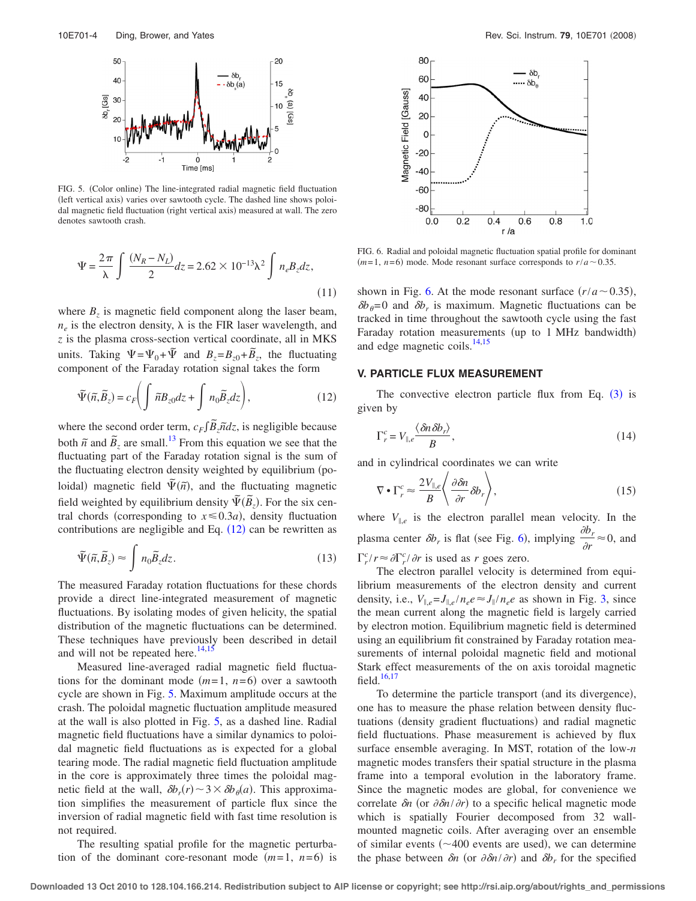FIG. 5. (Color online) The line-integrated radial magnetic field fluctuation (left vertical axis) varies over sawtooth cycle. The dashed line shows poloidal magnetic field fluctuation (right vertical axis) measured at wall. The zero denotes sawtooth crash.

$$\Psi = \frac{2\pi}{\lambda}\int \frac{(N_R - N_L)}{2}dz = 2.62 \times 10^{-13}\lambda^2 \int n_e B_z dz, \tag{11}$$

where $B_z$ is magnetic field component along the laser beam, $n_e$ is the electron density, $\lambda$ is the FIR laser wavelength, and $z$ is the plasma cross-section vertical coordinate, all in MKS units. Taking $\Psi = \Psi_0 + \tilde{\Psi}$ and $B_z = B_{z0} + \tilde{B}_z$, the fluctuating component of the Faraday rotation signal takes the form

$$\tilde{\Psi}(\tilde{n}, \tilde{B}_z) = c_F\left(\int \tilde{n} B_{z0} dz + \int n_0 \tilde{B}_z dz\right), \tag{12}$$

where the second order term, $c_F\int \tilde{B}_z \tilde{n} dz$, is negligible because both $\tilde{n}$ and $\tilde{B}_z$ are small.[13] From this equation we see that the fluctuating part of the Faraday rotation signal is the sum of the fluctuating electron density weighted by equilibrium (poloidal) magnetic field $\tilde{\Psi}(\tilde{n})$, and the fluctuating magnetic field weighted by equilibrium density $\tilde{\Psi}(\tilde{B}_z)$. For the six central chords (corresponding to $x \leq 0.3a$), density fluctuation contributions are negligible and Eq. (12) can be rewritten as

$$\tilde{\Psi}(\tilde{n}, \tilde{B}_z) \approx \int n_0 \tilde{B}_z dz. \tag{13}$$

The measured Faraday rotation fluctuations for these chords provide a direct line-integrated measurement of magnetic fluctuations. By isolating modes of given helicity, the spatial distribution of the magnetic fluctuations can be determined. These techniques have previously been described in detail and will not be repeated here.[14,15]

Measured line-averaged radial magnetic field fluctuations for the dominant mode ($m=1$, $n=6$) over a sawtooth cycle are shown in Fig. 5. Maximum amplitude occurs at the crash. The poloidal magnetic fluctuation amplitude measured at the wall is also plotted in Fig. 5, as a dashed line. Radial magnetic field fluctuations have a similar dynamics to poloidal magnetic field fluctuations as is expected for a global tearing mode. The radial magnetic field fluctuation amplitude in the core is approximately three times the poloidal magnetic field at the wall, $\delta b_r(r) \sim 3 \times \delta b_\theta(a)$. This approximation simplifies the measurement of particle flux since the inversion of radial magnetic field with fast time resolution is not required.

The resulting spatial profile for the magnetic perturbation of the dominant core-resonant mode ($m=1$, $n=6$) is shown in Fig. 6. At the mode resonant surface ($r/a \sim 0.35$), $\delta b_\theta = 0$ and $\delta b_r$ is maximum. Magnetic fluctuations can be tracked in time throughout the sawtooth cycle using the fast Faraday rotation measurements (up to 1 MHz bandwidth) and edge magnetic coils.[14,15]

FIG. 6. Radial and poloidal magnetic fluctuation spatial profile for dominant ($m=1$, $n=6$) mode. Mode resonant surface corresponds to $r/a \sim 0.35$.

## V. PARTICLE FLUX MEASUREMENT

The convective electron particle flux from Eq. (3) is given by

$$\Gamma_r^c = V_{\parallel,e}\frac{\langle \delta n \delta b_r \rangle}{B}, \tag{14}$$

and in cylindrical coordinates we can write

$$\nabla \bullet \Gamma_r^c \approx \frac{2V_{\parallel,e}}{B}\left\langle \frac{\partial \delta n}{\partial r}\delta b_r \right\rangle, \tag{15}$$

where $V_{\parallel,e}$ is the electron parallel mean velocity. In the plasma center $\delta b_r$ is flat (see Fig. 6), implying $\frac{\partial b_r}{\partial r} \approx 0$, and $\Gamma_r^c / r \approx \partial \Gamma_r^c / \partial r$ is used as $r$ goes zero.

The electron parallel velocity is determined from equilibrium measurements of the electron density and current density, i.e., $V_{\parallel,e} = J_{\parallel,e}/n_e e \approx J_\parallel / n_e e$ as shown in Fig. 3, since the mean current along the magnetic field is largely carried by electron motion. Equilibrium magnetic field is determined using an equilibrium fit constrained by Faraday rotation measurements of internal poloidal magnetic field and motional Stark effect measurements of the on axis toroidal magnetic field.[16,17]

To determine the particle transport (and its divergence), one has to measure the phase relation between density fluctuations (density gradient fluctuations) and radial magnetic field fluctuations. Phase measurement is achieved by flux surface ensemble averaging. In MST, rotation of the low-$n$ magnetic modes transfers their spatial structure in the plasma frame into a temporal evolution in the laboratory frame. Since the magnetic modes are global, for convenience we correlate $\delta n$ (or $\partial \delta n / \partial r$) to a specific helical magnetic mode which is spatially Fourier decomposed from 32 wall-mounted magnetic coils. After averaging over an ensemble of similar events (~400 events are used), we can determine the phase between $\delta n$ (or $\partial \delta n / \partial r$) and $\delta b_r$ for the specified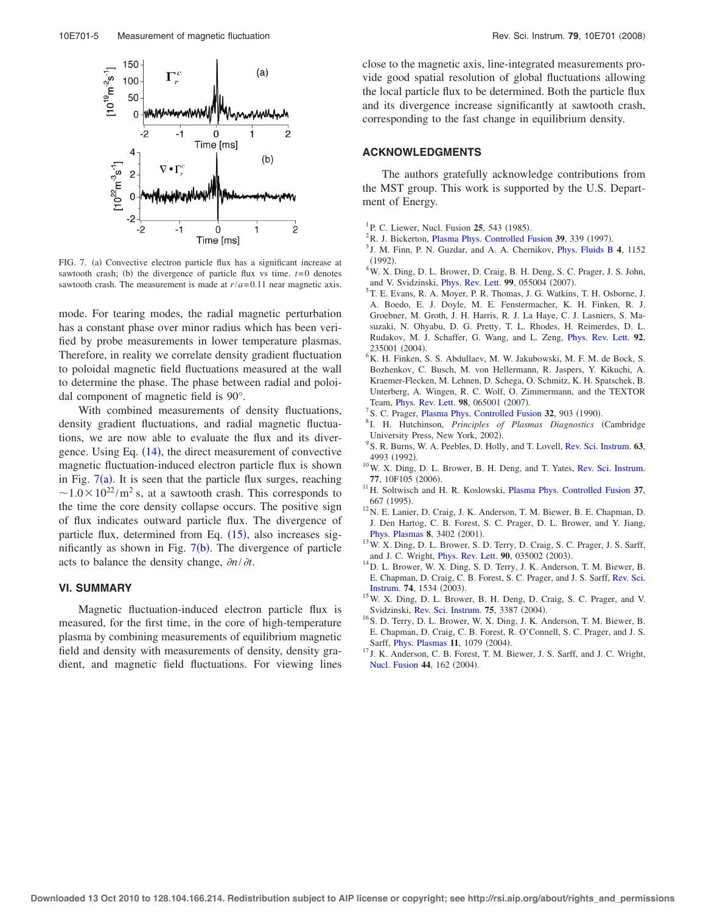Γ$_r^c$ (a)

150
100
50
0
[$10^{19}$m$^{-2}$s$^{-1}$]
-2 -1 0 1 2
Time [ms]

∇•Γ$_r^c$ (b)

4
2
0
-2
[$10^{22}$m$^{-3}$s$^{-1}$]
-2 -1 0 1 2
Time [ms]

FIG. 7. (a) Convective electron particle flux has a significant increase at sawtooth crash; (b) the divergence of particle flux vs time. $t=0$ denotes sawtooth crash. The measurement is made at $r/a=0.11$ near magnetic axis.

mode. For tearing modes, the radial magnetic perturbation has a constant phase over minor radius which has been verified by probe measurements in lower temperature plasmas. Therefore, in reality we correlate density gradient fluctuation to poloidal magnetic field fluctuations measured at the wall to determine the phase. The phase between radial and poloidal component of magnetic field is 90°.

With combined measurements of density fluctuations, density gradient fluctuations, and radial magnetic fluctuations, we are now able to evaluate the flux and its divergence. Using Eq. (14), the direct measurement of convective magnetic fluctuation-induced electron particle flux is shown in Fig. 7(a). It is seen that the particle flux surges, reaching $\sim 1.0\times 10^{22}/\text{m}^2\,\text{s}$, at a sawtooth crash. This corresponds to the time the core density collapse occurs. The positive sign of flux indicates outward particle flux. The divergence of particle flux, determined from Eq. (15), also increases significantly as shown in Fig. 7(b). The divergence of particle acts to balance the density change, $\partial n/\partial t$.

## VI. SUMMARY

Magnetic fluctuation-induced electron particle flux is measured, for the first time, in the core of high-temperature plasma by combining measurements of equilibrium magnetic field and density with measurements of density, density gradient, and magnetic field fluctuations. For viewing lines close to the magnetic axis, line-integrated measurements provide good spatial resolution of global fluctuations allowing the local particle flux to be determined. Both the particle flux and its divergence increase significantly at sawtooth crash, corresponding to the fast change in equilibrium density.

## ACKNOWLEDGMENTS

The authors gratefully acknowledge contributions from the MST group. This work is supported by the U.S. Department of Energy.

[1] P. C. Liewer, Nucl. Fusion **25**, 543 (1985).
[2] R. J. Bickerton, Plasma Phys. Controlled Fusion **39**, 339 (1997).
[3] J. M. Finn, P. N. Guzdar, and A. A. Chernikov, Phys. Fluids B **4**, 1152 (1992).
[4] W. X. Ding, D. L. Brower, D. Craig, B. H. Deng, S. C. Prager, J. S. John, and V. Svidzinski, Phys. Rev. Lett. **99**, 055004 (2007).
[5] T. E. Evans, R. A. Moyer, P. R. Thomas, J. G. Watkins, T. H. Osborne, J. A. Boedo, E. J. Doyle, M. E. Fenstermacher, K. H. Finken, R. J. Groebner, M. Groth, J. H. Harris, R. J. La Haye, C. J. Lasnier, S. Masuzaki, N. Ohyabu, D. G. Pretty, T. L. Rhodes, H. Reimerdes, D. L. Rudakov, M. J. Schaffer, G. Wang, and L. Zeng, Phys. Rev. Lett. **92**, 235001 (2004).
[6] K. H. Finken, S. S. Abdullaev, M. W. Jakubowski, M. F. M. de Bock, S. Bozhenkov, C. Busch, M. von Hellermann, R. Jaspers, Y. Kikuchi, A. Kraemer-Flecken, M. Lehnen, D. Schega, O. Schmitz, K. H. Spatschek, B. Unterberg, A. Wingen, R. C. Wolf, O. Zimmermann, and the TEXTOR Team, Phys. Rev. Lett. **98**, 065001 (2007).
[7] S. C. Prager, Plasma Phys. Controlled Fusion **32**, 903 (1990).
[8] I. H. Hutchinson, *Principles of Plasmas Diagnostics* (Cambridge University Press, New York, 2002).
[9] S. R. Burns, W. A. Peebles, D. Holly, and T. Lovell, Rev. Sci. Instrum. **63**, 4993 (1992).
[10] W. X. Ding, D. L. Brower, B. H. Deng, and T. Yates, Rev. Sci. Instrum. **77**, 10F105 (2006).
[11] H. Soltwisch and H. R. Koslowski, Plasma Phys. Controlled Fusion **37**, 667 (1995).
[12] N. E. Lanier, D. Craig, J. K. Anderson, T. M. Biewer, B. E. Chapman, D. J. Den Hartog, C. B. Forest, S. C. Prager, D. L. Brower, and Y. Jiang, Phys. Plasmas **8**, 3402 (2001).
[13] W. X. Ding, D. L. Brower, S. D. Terry, D. Craig, S. C. Prager, J. S. Sarff, and J. C. Wright, Phys. Rev. Lett. **90**, 035002 (2003).
[14] D. L. Brower, W. X. Ding, S. D. Terry, J. K. Anderson, T. M. Biewer, B. E. Chapman, D. Craig, C. B. Forest, S. C. Prager, and J. S. Sarff, Rev. Sci. Instrum. **74**, 1534 (2003).
[15] W. X. Ding, D. L. Brower, B. H. Deng, D. Craig, S. C. Prager, and V. Svidzinski, Rev. Sci. Instrum. **75**, 3387 (2004).
[16] S. D. Terry, D. L. Brower, W. X. Ding, J. K. Anderson, T. M. Biewer, B. E. Chapman, D. Craig, C. B. Forest, R. O'Connell, S. C. Prager, and J. S. Sarff, Phys. Plasmas **11**, 1079 (2004).
[17] J. K. Anderson, C. B. Forest, T. M. Biewer, J. S. Sarff, and J. C. Wright, Nucl. Fusion **44**, 162 (2004).